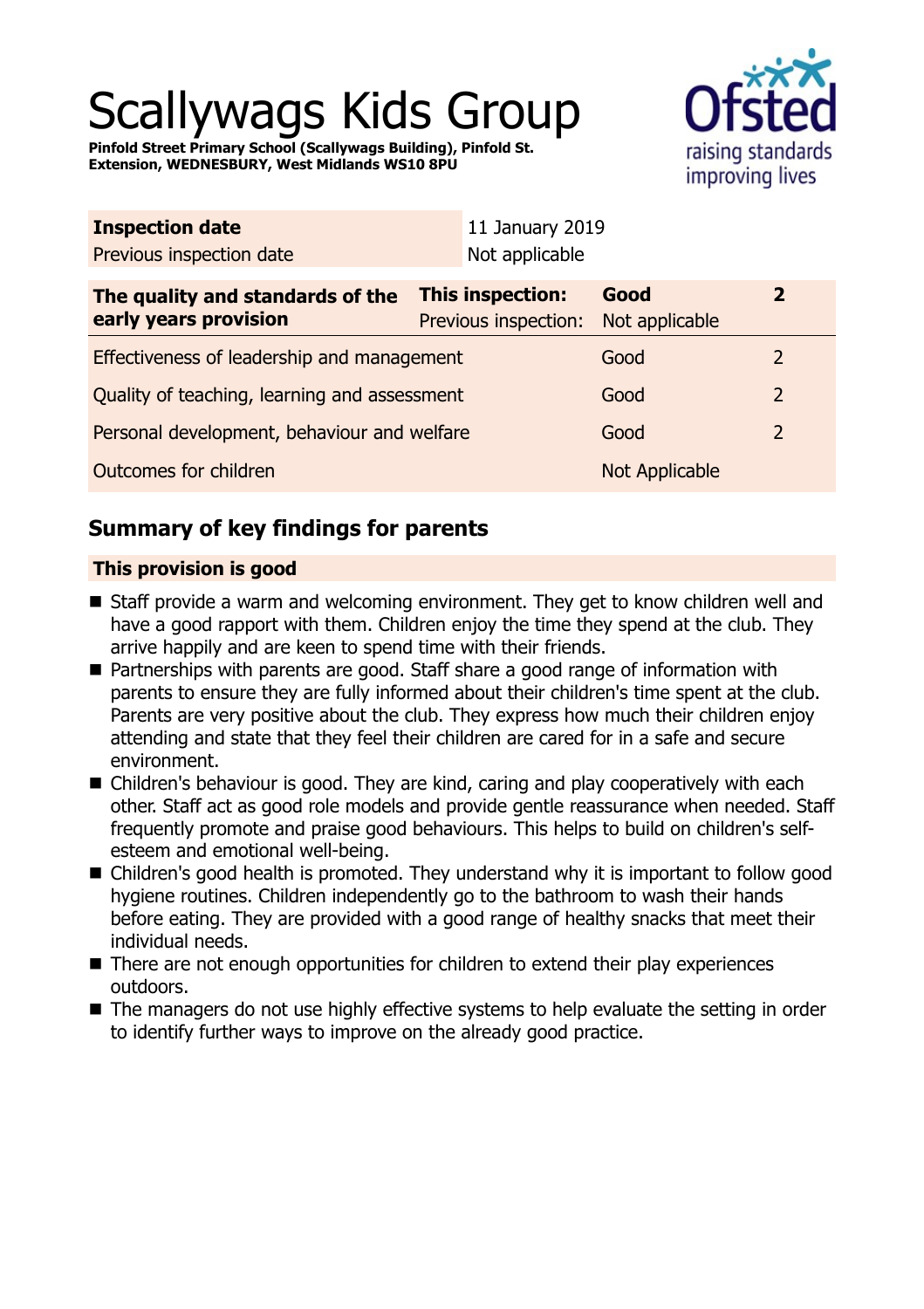# Scallywags Kids Group

**Pinfold Street Primary School (Scallywags Building), Pinfold St. Extension, WEDNESBURY, West Midlands WS10 8PU**

| **Inspection date** | 11 January 2019 |
|---|---|
| Previous inspection date | Not applicable |

| **The quality and standards of the early years provision** | **This inspection:** | **Good** | **2** |
|---|---|---|---|
| | Previous inspection: | Not applicable | |
| Effectiveness of leadership and management | | Good | 2 |
| Quality of teaching, learning and assessment | | Good | 2 |
| Personal development, behaviour and welfare | | Good | 2 |
| Outcomes for children | | Not Applicable | |

## Summary of key findings for parents

### This provision is good

- Staff provide a warm and welcoming environment. They get to know children well and have a good rapport with them. Children enjoy the time they spend at the club. They arrive happily and are keen to spend time with their friends.
- Partnerships with parents are good. Staff share a good range of information with parents to ensure they are fully informed about their children's time spent at the club. Parents are very positive about the club. They express how much their children enjoy attending and state that they feel their children are cared for in a safe and secure environment.
- Children's behaviour is good. They are kind, caring and play cooperatively with each other. Staff act as good role models and provide gentle reassurance when needed. Staff frequently promote and praise good behaviours. This helps to build on children's self-esteem and emotional well-being.
- Children's good health is promoted. They understand why it is important to follow good hygiene routines. Children independently go to the bathroom to wash their hands before eating. They are provided with a good range of healthy snacks that meet their individual needs.
- There are not enough opportunities for children to extend their play experiences outdoors.
- The managers do not use highly effective systems to help evaluate the setting in order to identify further ways to improve on the already good practice.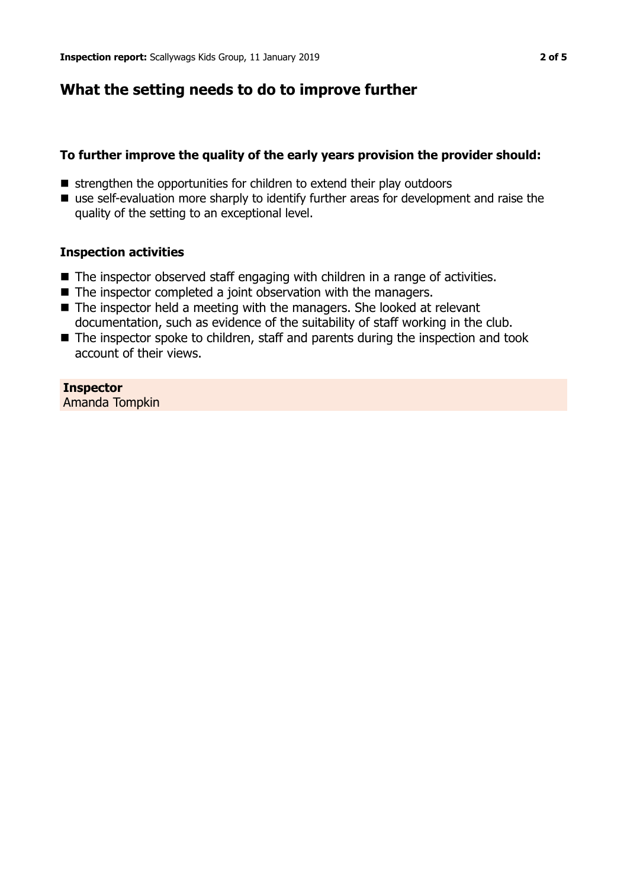## What the setting needs to do to improve further

### To further improve the quality of the early years provision the provider should:

- strengthen the opportunities for children to extend their play outdoors
- use self-evaluation more sharply to identify further areas for development and raise the quality of the setting to an exceptional level.

### Inspection activities

- The inspector observed staff engaging with children in a range of activities.
- The inspector completed a joint observation with the managers.
- The inspector held a meeting with the managers. She looked at relevant documentation, such as evidence of the suitability of staff working in the club.
- The inspector spoke to children, staff and parents during the inspection and took account of their views.

**Inspector**
Amanda Tompkin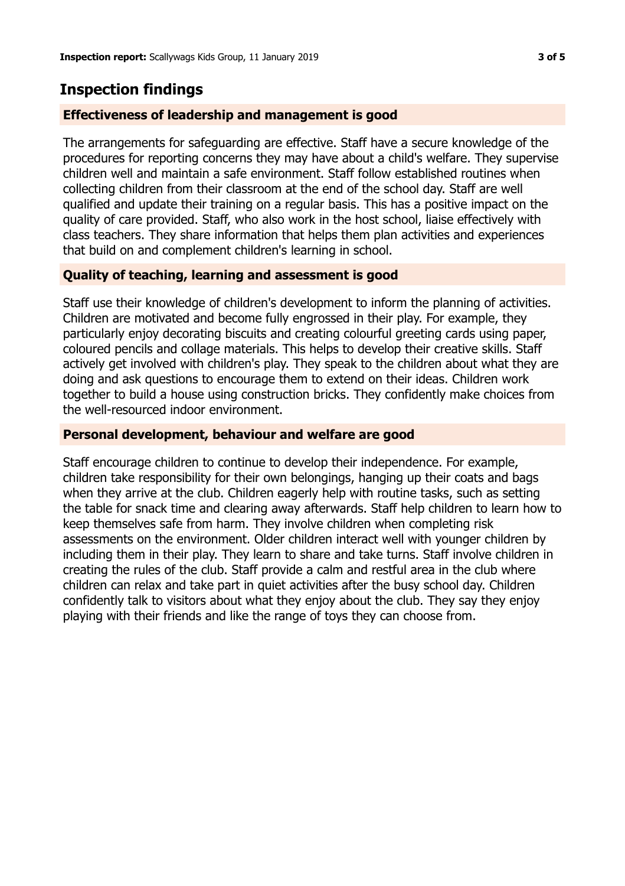## Inspection findings

### Effectiveness of leadership and management is good

The arrangements for safeguarding are effective. Staff have a secure knowledge of the procedures for reporting concerns they may have about a child's welfare. They supervise children well and maintain a safe environment. Staff follow established routines when collecting children from their classroom at the end of the school day. Staff are well qualified and update their training on a regular basis. This has a positive impact on the quality of care provided. Staff, who also work in the host school, liaise effectively with class teachers. They share information that helps them plan activities and experiences that build on and complement children's learning in school.

### Quality of teaching, learning and assessment is good

Staff use their knowledge of children's development to inform the planning of activities. Children are motivated and become fully engrossed in their play. For example, they particularly enjoy decorating biscuits and creating colourful greeting cards using paper, coloured pencils and collage materials. This helps to develop their creative skills. Staff actively get involved with children's play. They speak to the children about what they are doing and ask questions to encourage them to extend on their ideas. Children work together to build a house using construction bricks. They confidently make choices from the well-resourced indoor environment.

### Personal development, behaviour and welfare are good

Staff encourage children to continue to develop their independence. For example, children take responsibility for their own belongings, hanging up their coats and bags when they arrive at the club. Children eagerly help with routine tasks, such as setting the table for snack time and clearing away afterwards. Staff help children to learn how to keep themselves safe from harm. They involve children when completing risk assessments on the environment. Older children interact well with younger children by including them in their play. They learn to share and take turns. Staff involve children in creating the rules of the club. Staff provide a calm and restful area in the club where children can relax and take part in quiet activities after the busy school day. Children confidently talk to visitors about what they enjoy about the club. They say they enjoy playing with their friends and like the range of toys they can choose from.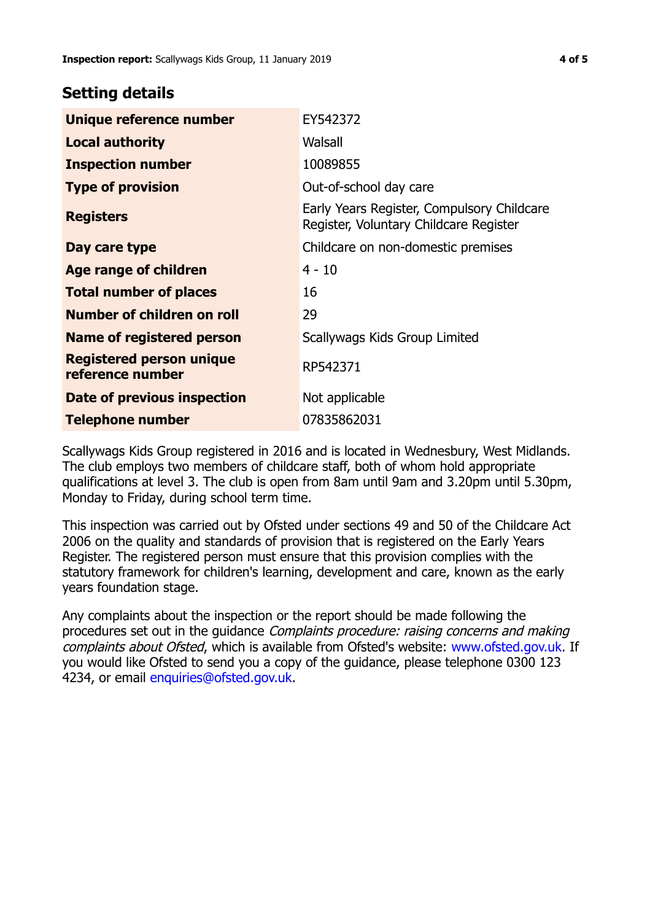## Setting details

| | |
|---|---|
| **Unique reference number** | EY542372 |
| **Local authority** | Walsall |
| **Inspection number** | 10089855 |
| **Type of provision** | Out-of-school day care |
| **Registers** | Early Years Register, Compulsory Childcare Register, Voluntary Childcare Register |
| **Day care type** | Childcare on non-domestic premises |
| **Age range of children** | 4 - 10 |
| **Total number of places** | 16 |
| **Number of children on roll** | 29 |
| **Name of registered person** | Scallywags Kids Group Limited |
| **Registered person unique reference number** | RP542371 |
| **Date of previous inspection** | Not applicable |
| **Telephone number** | 07835862031 |

Scallywags Kids Group registered in 2016 and is located in Wednesbury, West Midlands. The club employs two members of childcare staff, both of whom hold appropriate qualifications at level 3. The club is open from 8am until 9am and 3.20pm until 5.30pm, Monday to Friday, during school term time.

This inspection was carried out by Ofsted under sections 49 and 50 of the Childcare Act 2006 on the quality and standards of provision that is registered on the Early Years Register. The registered person must ensure that this provision complies with the statutory framework for children's learning, development and care, known as the early years foundation stage.

Any complaints about the inspection or the report should be made following the procedures set out in the guidance *Complaints procedure: raising concerns and making complaints about Ofsted*, which is available from Ofsted's website: www.ofsted.gov.uk. If you would like Ofsted to send you a copy of the guidance, please telephone 0300 123 4234, or email enquiries@ofsted.gov.uk.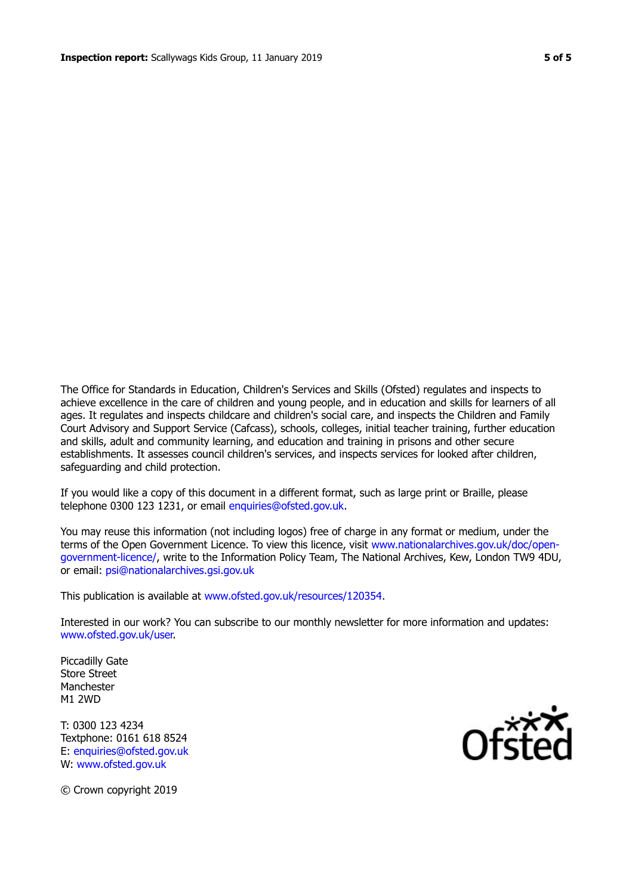The Office for Standards in Education, Children's Services and Skills (Ofsted) regulates and inspects to achieve excellence in the care of children and young people, and in education and skills for learners of all ages. It regulates and inspects childcare and children's social care, and inspects the Children and Family Court Advisory and Support Service (Cafcass), schools, colleges, initial teacher training, further education and skills, adult and community learning, and education and training in prisons and other secure establishments. It assesses council children's services, and inspects services for looked after children, safeguarding and child protection.

If you would like a copy of this document in a different format, such as large print or Braille, please telephone 0300 123 1231, or email enquiries@ofsted.gov.uk.

You may reuse this information (not including logos) free of charge in any format or medium, under the terms of the Open Government Licence. To view this licence, visit www.nationalarchives.gov.uk/doc/open-government-licence/, write to the Information Policy Team, The National Archives, Kew, London TW9 4DU, or email: psi@nationalarchives.gsi.gov.uk

This publication is available at www.ofsted.gov.uk/resources/120354.

Interested in our work? You can subscribe to our monthly newsletter for more information and updates: www.ofsted.gov.uk/user.

Piccadilly Gate
Store Street
Manchester
M1 2WD

T: 0300 123 4234
Textphone: 0161 618 8524
E: enquiries@ofsted.gov.uk
W: www.ofsted.gov.uk

© Crown copyright 2019